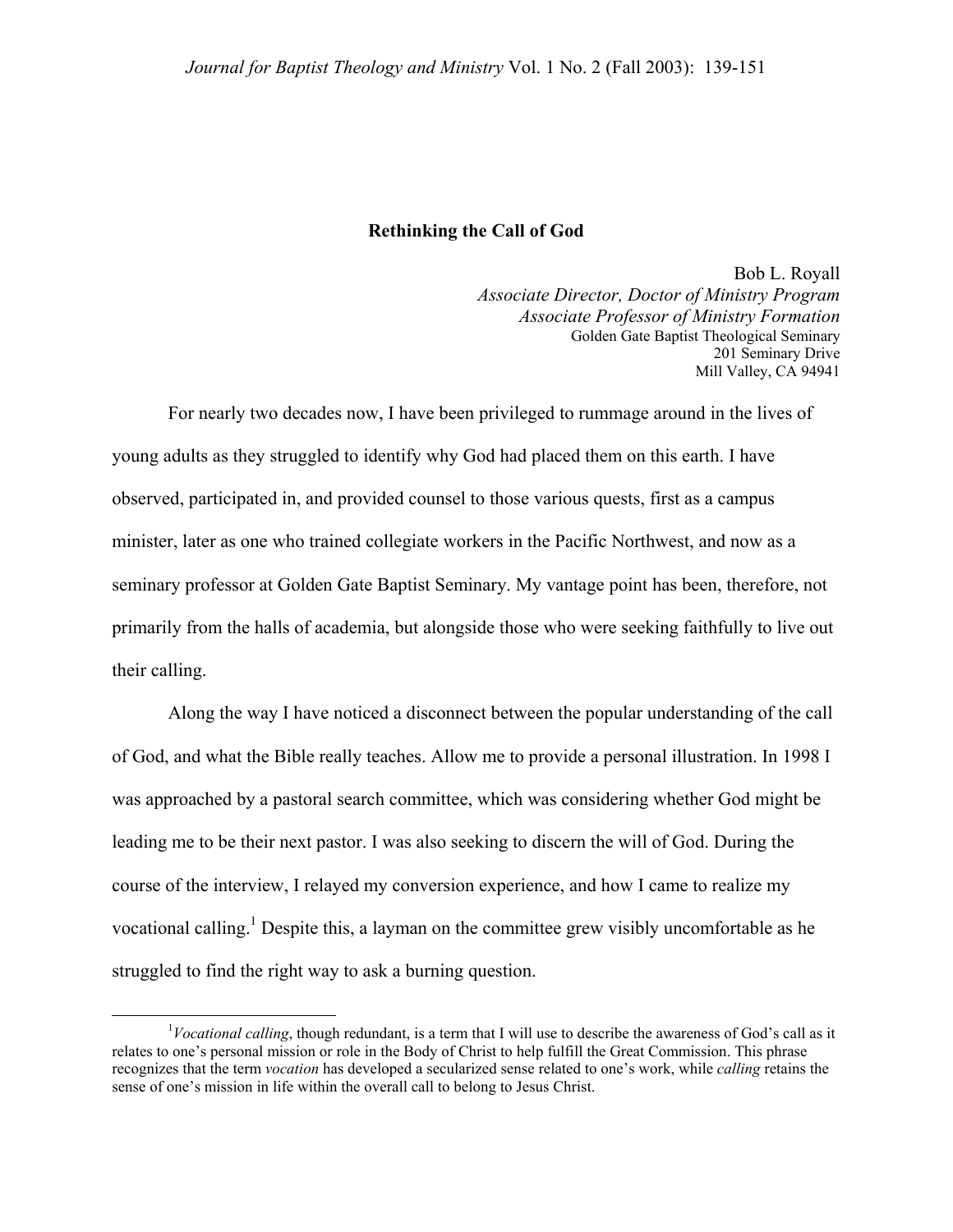# Rethinking the Call of God

Bob L. Royall
*Associate Director, Doctor of Ministry Program*
*Associate Professor of Ministry Formation*
Golden Gate Baptist Theological Seminary
201 Seminary Drive
Mill Valley, CA 94941

For nearly two decades now, I have been privileged to rummage around in the lives of young adults as they struggled to identify why God had placed them on this earth. I have observed, participated in, and provided counsel to those various quests, first as a campus minister, later as one who trained collegiate workers in the Pacific Northwest, and now as a seminary professor at Golden Gate Baptist Seminary. My vantage point has been, therefore, not primarily from the halls of academia, but alongside those who were seeking faithfully to live out their calling.

Along the way I have noticed a disconnect between the popular understanding of the call of God, and what the Bible really teaches. Allow me to provide a personal illustration. In 1998 I was approached by a pastoral search committee, which was considering whether God might be leading me to be their next pastor. I was also seeking to discern the will of God. During the course of the interview, I relayed my conversion experience, and how I came to realize my vocational calling.[1] Despite this, a layman on the committee grew visibly uncomfortable as he struggled to find the right way to ask a burning question.

[1] *Vocational calling*, though redundant, is a term that I will use to describe the awareness of God's call as it relates to one's personal mission or role in the Body of Christ to help fulfill the Great Commission. This phrase recognizes that the term *vocation* has developed a secularized sense related to one's work, while *calling* retains the sense of one's mission in life within the overall call to belong to Jesus Christ.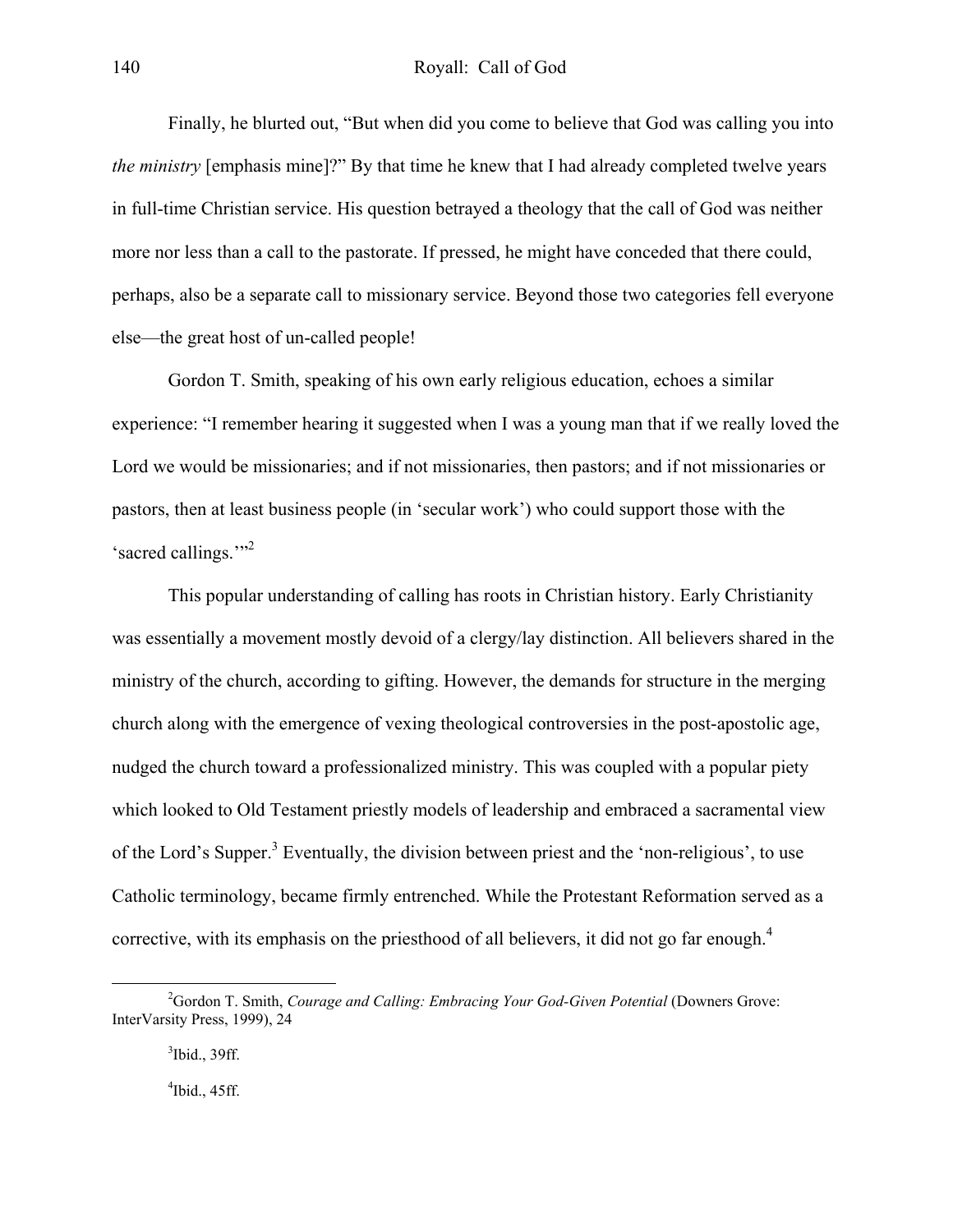Finally, he blurted out, “But when did you come to believe that God was calling you into *the ministry* [emphasis mine]?” By that time he knew that I had already completed twelve years in full-time Christian service. His question betrayed a theology that the call of God was neither more nor less than a call to the pastorate. If pressed, he might have conceded that there could, perhaps, also be a separate call to missionary service. Beyond those two categories fell everyone else—the great host of un-called people!

Gordon T. Smith, speaking of his own early religious education, echoes a similar experience: “I remember hearing it suggested when I was a young man that if we really loved the Lord we would be missionaries; and if not missionaries, then pastors; and if not missionaries or pastors, then at least business people (in ‘secular work’) who could support those with the ‘sacred callings.’”[2]

This popular understanding of calling has roots in Christian history. Early Christianity was essentially a movement mostly devoid of a clergy/lay distinction. All believers shared in the ministry of the church, according to gifting. However, the demands for structure in the merging church along with the emergence of vexing theological controversies in the post-apostolic age, nudged the church toward a professionalized ministry. This was coupled with a popular piety which looked to Old Testament priestly models of leadership and embraced a sacramental view of the Lord’s Supper.[3] Eventually, the division between priest and the ‘non-religious’, to use Catholic terminology, became firmly entrenched. While the Protestant Reformation served as a corrective, with its emphasis on the priesthood of all believers, it did not go far enough.[4]

---

[2]Gordon T. Smith, *Courage and Calling: Embracing Your God-Given Potential* (Downers Grove: InterVarsity Press, 1999), 24

[3]Ibid., 39ff.

[4]Ibid., 45ff.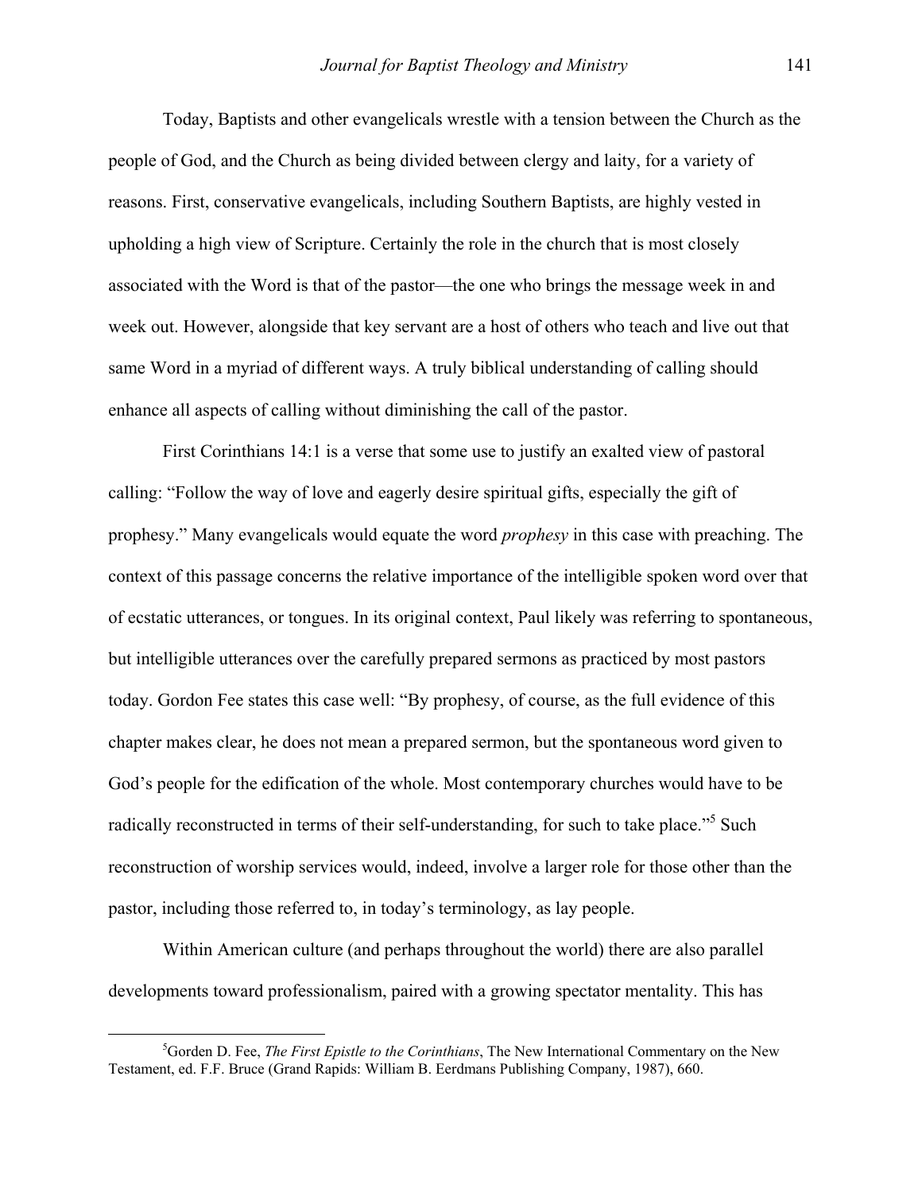Today, Baptists and other evangelicals wrestle with a tension between the Church as the people of God, and the Church as being divided between clergy and laity, for a variety of reasons. First, conservative evangelicals, including Southern Baptists, are highly vested in upholding a high view of Scripture. Certainly the role in the church that is most closely associated with the Word is that of the pastor—the one who brings the message week in and week out. However, alongside that key servant are a host of others who teach and live out that same Word in a myriad of different ways. A truly biblical understanding of calling should enhance all aspects of calling without diminishing the call of the pastor.

First Corinthians 14:1 is a verse that some use to justify an exalted view of pastoral calling: "Follow the way of love and eagerly desire spiritual gifts, especially the gift of prophesy." Many evangelicals would equate the word *prophesy* in this case with preaching. The context of this passage concerns the relative importance of the intelligible spoken word over that of ecstatic utterances, or tongues. In its original context, Paul likely was referring to spontaneous, but intelligible utterances over the carefully prepared sermons as practiced by most pastors today. Gordon Fee states this case well: "By prophesy, of course, as the full evidence of this chapter makes clear, he does not mean a prepared sermon, but the spontaneous word given to God's people for the edification of the whole. Most contemporary churches would have to be radically reconstructed in terms of their self-understanding, for such to take place."[5] Such reconstruction of worship services would, indeed, involve a larger role for those other than the pastor, including those referred to, in today's terminology, as lay people.

Within American culture (and perhaps throughout the world) there are also parallel developments toward professionalism, paired with a growing spectator mentality. This has

---

[5]Gorden D. Fee, *The First Epistle to the Corinthians*, The New International Commentary on the New Testament, ed. F.F. Bruce (Grand Rapids: William B. Eerdmans Publishing Company, 1987), 660.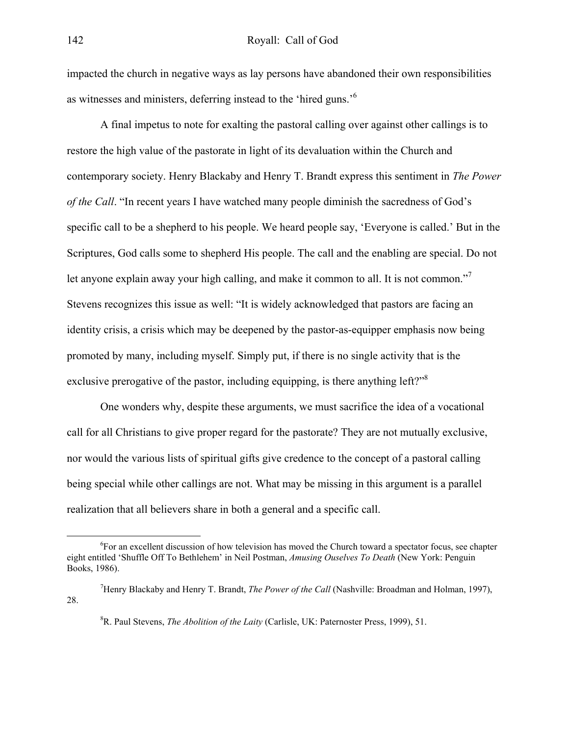impacted the church in negative ways as lay persons have abandoned their own responsibilities as witnesses and ministers, deferring instead to the 'hired guns.'[6]

A final impetus to note for exalting the pastoral calling over against other callings is to restore the high value of the pastorate in light of its devaluation within the Church and contemporary society. Henry Blackaby and Henry T. Brandt express this sentiment in *The Power of the Call*. "In recent years I have watched many people diminish the sacredness of God's specific call to be a shepherd to his people. We heard people say, 'Everyone is called.' But in the Scriptures, God calls some to shepherd His people. The call and the enabling are special. Do not let anyone explain away your high calling, and make it common to all. It is not common."[7] Stevens recognizes this issue as well: "It is widely acknowledged that pastors are facing an identity crisis, a crisis which may be deepened by the pastor-as-equipper emphasis now being promoted by many, including myself. Simply put, if there is no single activity that is the exclusive prerogative of the pastor, including equipping, is there anything left?"[8]

One wonders why, despite these arguments, we must sacrifice the idea of a vocational call for all Christians to give proper regard for the pastorate? They are not mutually exclusive, nor would the various lists of spiritual gifts give credence to the concept of a pastoral calling being special while other callings are not. What may be missing in this argument is a parallel realization that all believers share in both a general and a specific call.

---

[6]For an excellent discussion of how television has moved the Church toward a spectator focus, see chapter eight entitled 'Shuffle Off To Bethlehem' in Neil Postman, *Amusing Ouselves To Death* (New York: Penguin Books, 1986).

[7]Henry Blackaby and Henry T. Brandt, *The Power of the Call* (Nashville: Broadman and Holman, 1997), 28.

[8]R. Paul Stevens, *The Abolition of the Laity* (Carlisle, UK: Paternoster Press, 1999), 51.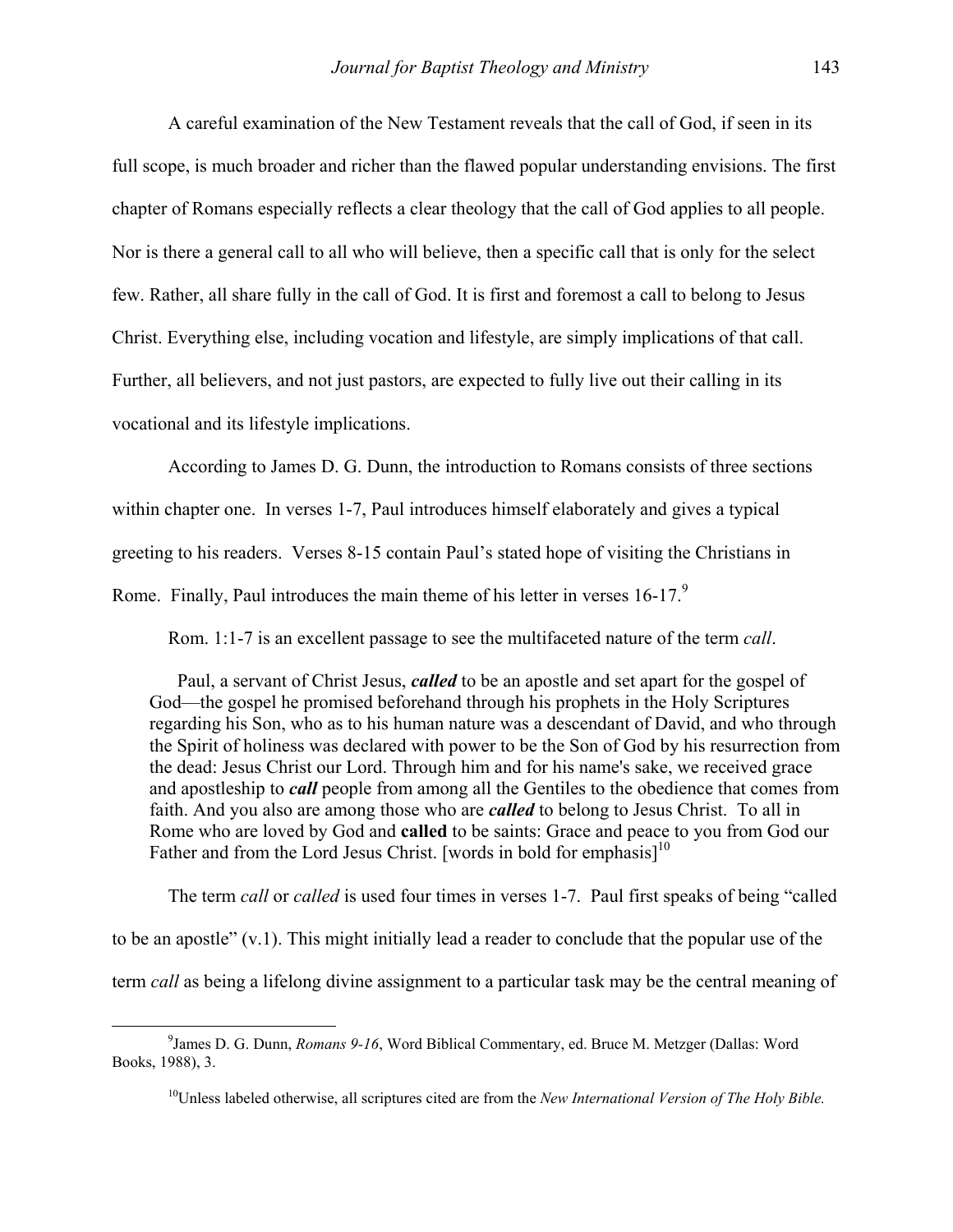A careful examination of the New Testament reveals that the call of God, if seen in its full scope, is much broader and richer than the flawed popular understanding envisions. The first chapter of Romans especially reflects a clear theology that the call of God applies to all people. Nor is there a general call to all who will believe, then a specific call that is only for the select few. Rather, all share fully in the call of God. It is first and foremost a call to belong to Jesus Christ. Everything else, including vocation and lifestyle, are simply implications of that call. Further, all believers, and not just pastors, are expected to fully live out their calling in its vocational and its lifestyle implications.

According to James D. G. Dunn, the introduction to Romans consists of three sections within chapter one. In verses 1-7, Paul introduces himself elaborately and gives a typical greeting to his readers. Verses 8-15 contain Paul's stated hope of visiting the Christians in Rome. Finally, Paul introduces the main theme of his letter in verses 16-17.[9]

Rom. 1:1-7 is an excellent passage to see the multifaceted nature of the term *call*.

> Paul, a servant of Christ Jesus, ***called*** to be an apostle and set apart for the gospel of God—the gospel he promised beforehand through his prophets in the Holy Scriptures regarding his Son, who as to his human nature was a descendant of David, and who through the Spirit of holiness was declared with power to be the Son of God by his resurrection from the dead: Jesus Christ our Lord. Through him and for his name's sake, we received grace and apostleship to ***call*** people from among all the Gentiles to the obedience that comes from faith. And you also are among those who are ***called*** to belong to Jesus Christ. To all in Rome who are loved by God and **called** to be saints: Grace and peace to you from God our Father and from the Lord Jesus Christ. [words in bold for emphasis][10]

The term *call* or *called* is used four times in verses 1-7. Paul first speaks of being "called to be an apostle" (v.1). This might initially lead a reader to conclude that the popular use of the term *call* as being a lifelong divine assignment to a particular task may be the central meaning of

---

[9]James D. G. Dunn, *Romans 9-16*, Word Biblical Commentary, ed. Bruce M. Metzger (Dallas: Word Books, 1988), 3.

[10]Unless labeled otherwise, all scriptures cited are from the *New International Version of The Holy Bible.*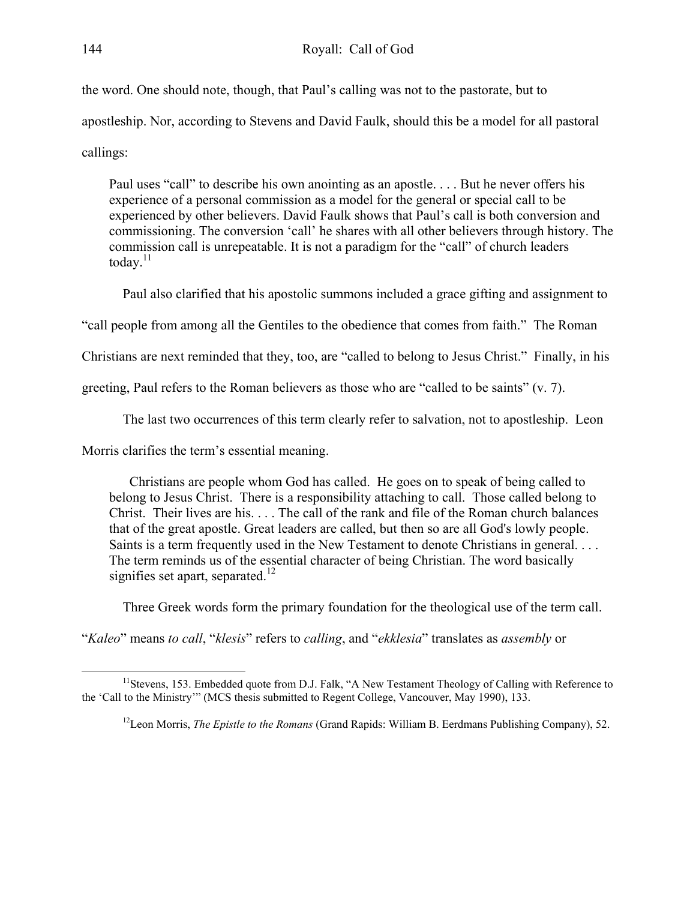the word. One should note, though, that Paul's calling was not to the pastorate, but to apostleship. Nor, according to Stevens and David Faulk, should this be a model for all pastoral callings:

> Paul uses "call" to describe his own anointing as an apostle. . . . But he never offers his experience of a personal commission as a model for the general or special call to be experienced by other believers. David Faulk shows that Paul's call is both conversion and commissioning. The conversion 'call' he shares with all other believers through history. The commission call is unrepeatable. It is not a paradigm for the "call" of church leaders today.[11]

Paul also clarified that his apostolic summons included a grace gifting and assignment to "call people from among all the Gentiles to the obedience that comes from faith." The Roman Christians are next reminded that they, too, are "called to belong to Jesus Christ." Finally, in his greeting, Paul refers to the Roman believers as those who are "called to be saints" (v. 7).

The last two occurrences of this term clearly refer to salvation, not to apostleship. Leon Morris clarifies the term's essential meaning.

> Christians are people whom God has called. He goes on to speak of being called to belong to Jesus Christ. There is a responsibility attaching to call. Those called belong to Christ. Their lives are his. . . . The call of the rank and file of the Roman church balances that of the great apostle. Great leaders are called, but then so are all God's lowly people. Saints is a term frequently used in the New Testament to denote Christians in general. . . . The term reminds us of the essential character of being Christian. The word basically signifies set apart, separated.[12]

Three Greek words form the primary foundation for the theological use of the term call. "*Kaleo*" means *to call*, "*klesis*" refers to *calling*, and "*ekklesia*" translates as *assembly* or

---

[11]Stevens, 153. Embedded quote from D.J. Falk, "A New Testament Theology of Calling with Reference to the 'Call to the Ministry'" (MCS thesis submitted to Regent College, Vancouver, May 1990), 133.

[12]Leon Morris, *The Epistle to the Romans* (Grand Rapids: William B. Eerdmans Publishing Company), 52.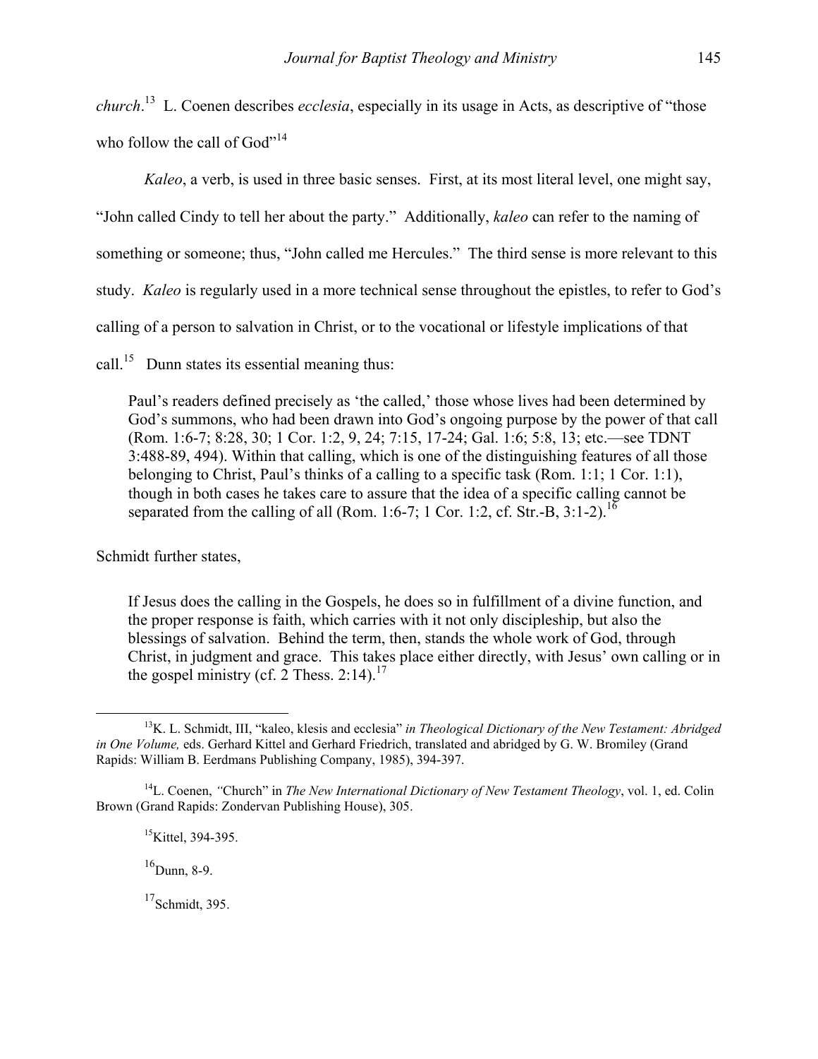*church*.[13] L. Coenen describes *ecclesia*, especially in its usage in Acts, as descriptive of "those who follow the call of God"[14]

*Kaleo*, a verb, is used in three basic senses. First, at its most literal level, one might say, "John called Cindy to tell her about the party." Additionally, *kaleo* can refer to the naming of something or someone; thus, "John called me Hercules." The third sense is more relevant to this study. *Kaleo* is regularly used in a more technical sense throughout the epistles, to refer to God's calling of a person to salvation in Christ, or to the vocational or lifestyle implications of that call.[15] Dunn states its essential meaning thus:

> Paul's readers defined precisely as 'the called,' those whose lives had been determined by God's summons, who had been drawn into God's ongoing purpose by the power of that call (Rom. 1:6-7; 8:28, 30; 1 Cor. 1:2, 9, 24; 7:15, 17-24; Gal. 1:6; 5:8, 13; etc.—see TDNT 3:488-89, 494). Within that calling, which is one of the distinguishing features of all those belonging to Christ, Paul's thinks of a calling to a specific task (Rom. 1:1; 1 Cor. 1:1), though in both cases he takes care to assure that the idea of a specific calling cannot be separated from the calling of all (Rom. 1:6-7; 1 Cor. 1:2, cf. Str.-B, 3:1-2).[16]

Schmidt further states,

> If Jesus does the calling in the Gospels, he does so in fulfillment of a divine function, and the proper response is faith, which carries with it not only discipleship, but also the blessings of salvation. Behind the term, then, stands the whole work of God, through Christ, in judgment and grace. This takes place either directly, with Jesus' own calling or in the gospel ministry (cf. 2 Thess. 2:14).[17]

---

[13]K. L. Schmidt, III, "kaleo, klesis and ecclesia" *in Theological Dictionary of the New Testament: Abridged in One Volume,* eds. Gerhard Kittel and Gerhard Friedrich, translated and abridged by G. W. Bromiley (Grand Rapids: William B. Eerdmans Publishing Company, 1985), 394-397.

[14]L. Coenen, *"*Church" in *The New International Dictionary of New Testament Theology*, vol. 1, ed. Colin Brown (Grand Rapids: Zondervan Publishing House), 305.

[15]Kittel, 394-395.

[16]Dunn, 8-9.

[17]Schmidt, 395.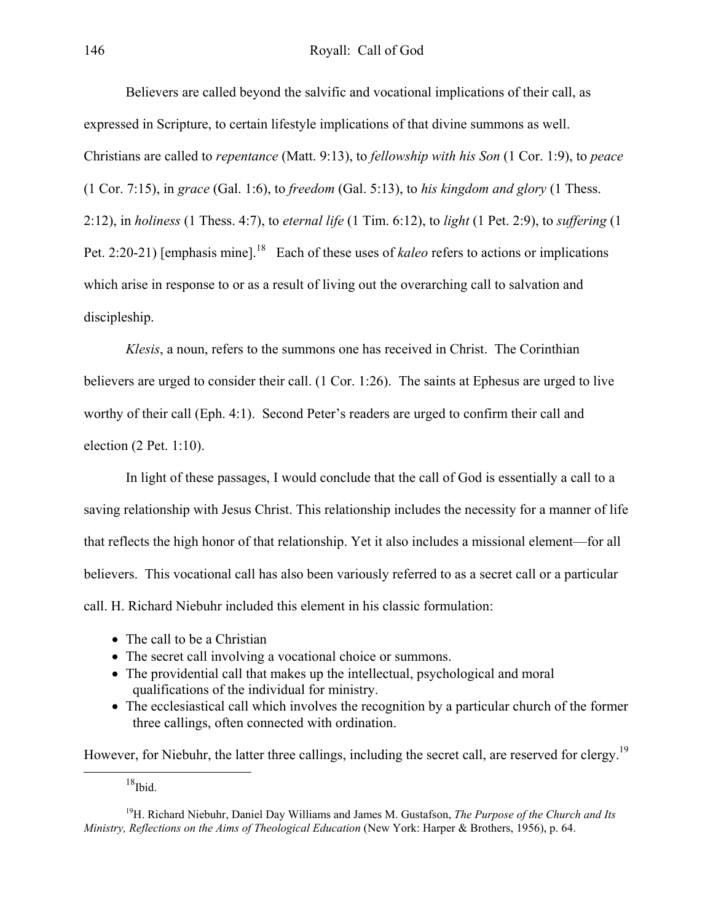Believers are called beyond the salvific and vocational implications of their call, as expressed in Scripture, to certain lifestyle implications of that divine summons as well. Christians are called to *repentance* (Matt. 9:13), to *fellowship with his Son* (1 Cor. 1:9), to *peace* (1 Cor. 7:15), in *grace* (Gal. 1:6), to *freedom* (Gal. 5:13), to *his kingdom and glory* (1 Thess. 2:12), in *holiness* (1 Thess. 4:7), to *eternal life* (1 Tim. 6:12), to *light* (1 Pet. 2:9), to *suffering* (1 Pet. 2:20-21) [emphasis mine].[18] Each of these uses of *kaleo* refers to actions or implications which arise in response to or as a result of living out the overarching call to salvation and discipleship.

*Klesis*, a noun, refers to the summons one has received in Christ. The Corinthian believers are urged to consider their call. (1 Cor. 1:26). The saints at Ephesus are urged to live worthy of their call (Eph. 4:1). Second Peter's readers are urged to confirm their call and election (2 Pet. 1:10).

In light of these passages, I would conclude that the call of God is essentially a call to a saving relationship with Jesus Christ. This relationship includes the necessity for a manner of life that reflects the high honor of that relationship. Yet it also includes a missional element—for all believers. This vocational call has also been variously referred to as a secret call or a particular call. H. Richard Niebuhr included this element in his classic formulation:

- The call to be a Christian
- The secret call involving a vocational choice or summons.
- The providential call that makes up the intellectual, psychological and moral qualifications of the individual for ministry.
- The ecclesiastical call which involves the recognition by a particular church of the former three callings, often connected with ordination.

However, for Niebuhr, the latter three callings, including the secret call, are reserved for clergy.[19]

---

[18] Ibid.

[19] H. Richard Niebuhr, Daniel Day Williams and James M. Gustafson, *The Purpose of the Church and Its Ministry, Reflections on the Aims of Theological Education* (New York: Harper & Brothers, 1956), p. 64.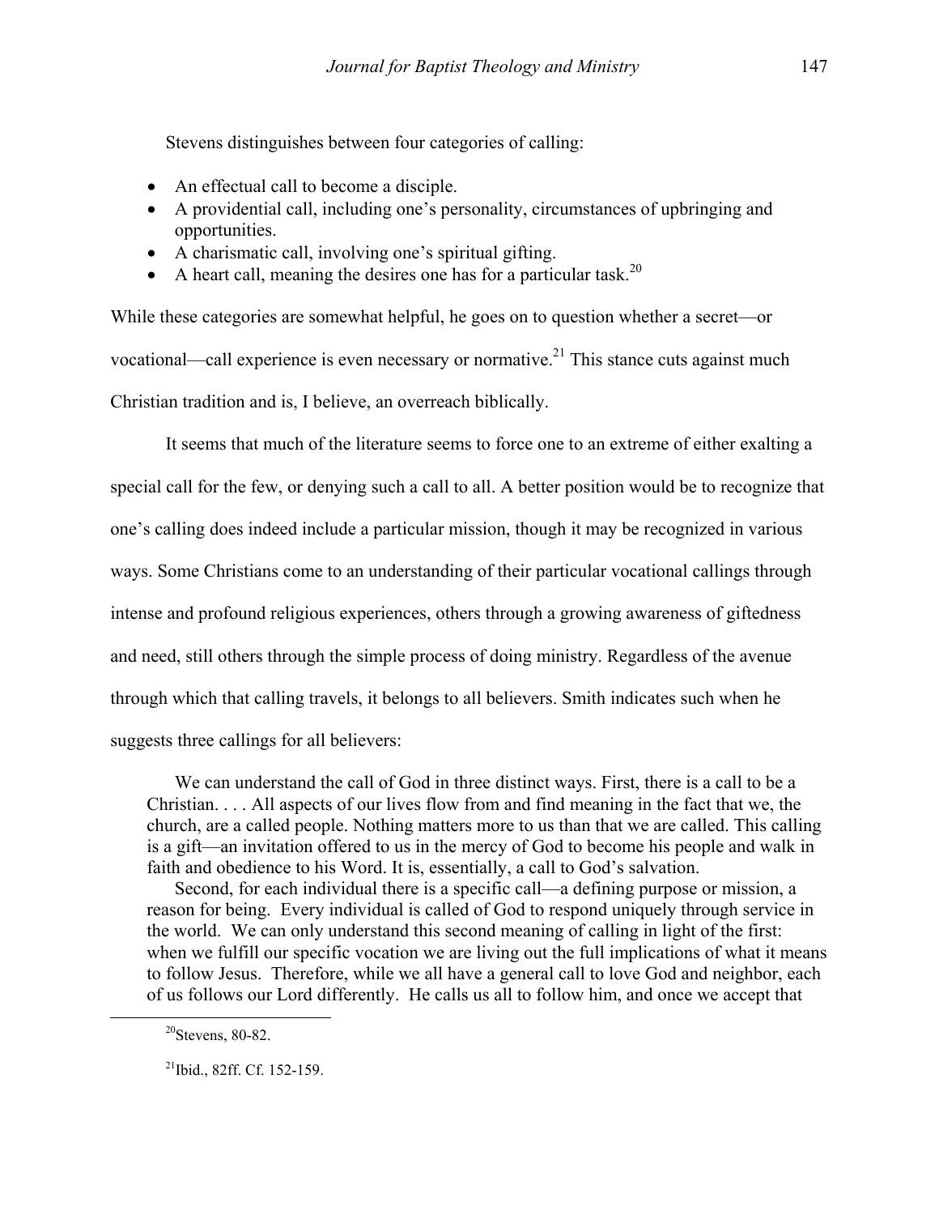Stevens distinguishes between four categories of calling:

- An effectual call to become a disciple.
- A providential call, including one's personality, circumstances of upbringing and opportunities.
- A charismatic call, involving one's spiritual gifting.
- A heart call, meaning the desires one has for a particular task.[20]

While these categories are somewhat helpful, he goes on to question whether a secret—or vocational—call experience is even necessary or normative.[21] This stance cuts against much Christian tradition and is, I believe, an overreach biblically.

It seems that much of the literature seems to force one to an extreme of either exalting a special call for the few, or denying such a call to all. A better position would be to recognize that one's calling does indeed include a particular mission, though it may be recognized in various ways. Some Christians come to an understanding of their particular vocational callings through intense and profound religious experiences, others through a growing awareness of giftedness and need, still others through the simple process of doing ministry. Regardless of the avenue through which that calling travels, it belongs to all believers. Smith indicates such when he suggests three callings for all believers:

> We can understand the call of God in three distinct ways. First, there is a call to be a Christian. . . . All aspects of our lives flow from and find meaning in the fact that we, the church, are a called people. Nothing matters more to us than that we are called. This calling is a gift—an invitation offered to us in the mercy of God to become his people and walk in faith and obedience to his Word. It is, essentially, a call to God's salvation.
>
> Second, for each individual there is a specific call—a defining purpose or mission, a reason for being. Every individual is called of God to respond uniquely through service in the world. We can only understand this second meaning of calling in light of the first: when we fulfill our specific vocation we are living out the full implications of what it means to follow Jesus. Therefore, while we all have a general call to love God and neighbor, each of us follows our Lord differently. He calls us all to follow him, and once we accept that

[20]Stevens, 80-82.

[21]Ibid., 82ff. Cf. 152-159.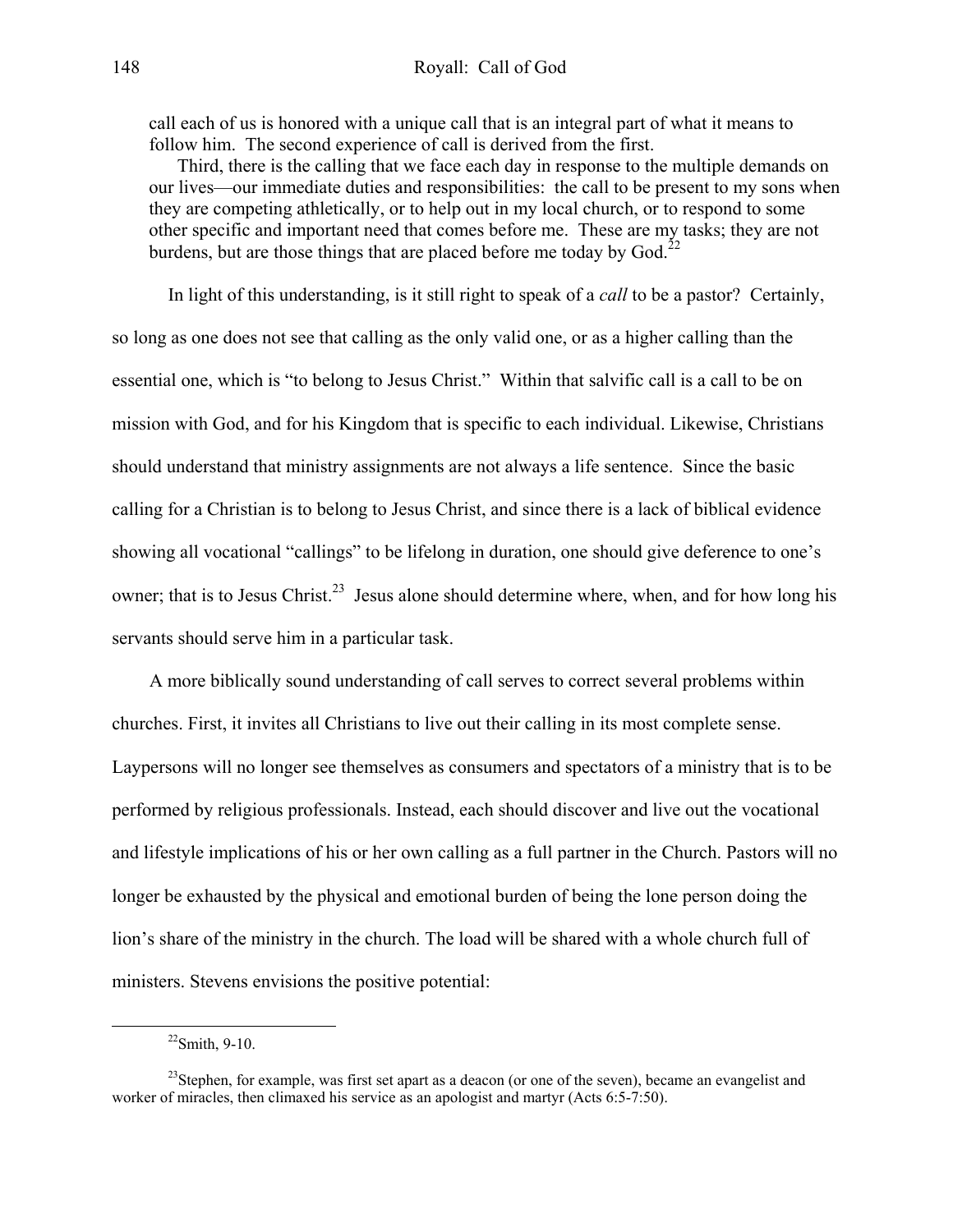> call each of us is honored with a unique call that is an integral part of what it means to follow him. The second experience of call is derived from the first.
>
> Third, there is the calling that we face each day in response to the multiple demands on our lives—our immediate duties and responsibilities: the call to be present to my sons when they are competing athletically, or to help out in my local church, or to respond to some other specific and important need that comes before me. These are my tasks; they are not burdens, but are those things that are placed before me today by God.[22]

In light of this understanding, is it still right to speak of a *call* to be a pastor? Certainly, so long as one does not see that calling as the only valid one, or as a higher calling than the essential one, which is "to belong to Jesus Christ." Within that salvific call is a call to be on mission with God, and for his Kingdom that is specific to each individual. Likewise, Christians should understand that ministry assignments are not always a life sentence. Since the basic calling for a Christian is to belong to Jesus Christ, and since there is a lack of biblical evidence showing all vocational "callings" to be lifelong in duration, one should give deference to one's owner; that is to Jesus Christ.[23] Jesus alone should determine where, when, and for how long his servants should serve him in a particular task.

A more biblically sound understanding of call serves to correct several problems within churches. First, it invites all Christians to live out their calling in its most complete sense. Laypersons will no longer see themselves as consumers and spectators of a ministry that is to be performed by religious professionals. Instead, each should discover and live out the vocational and lifestyle implications of his or her own calling as a full partner in the Church. Pastors will no longer be exhausted by the physical and emotional burden of being the lone person doing the lion's share of the ministry in the church. The load will be shared with a whole church full of ministers. Stevens envisions the positive potential:

---

[22]Smith, 9-10.

[23]Stephen, for example, was first set apart as a deacon (or one of the seven), became an evangelist and worker of miracles, then climaxed his service as an apologist and martyr (Acts 6:5-7:50).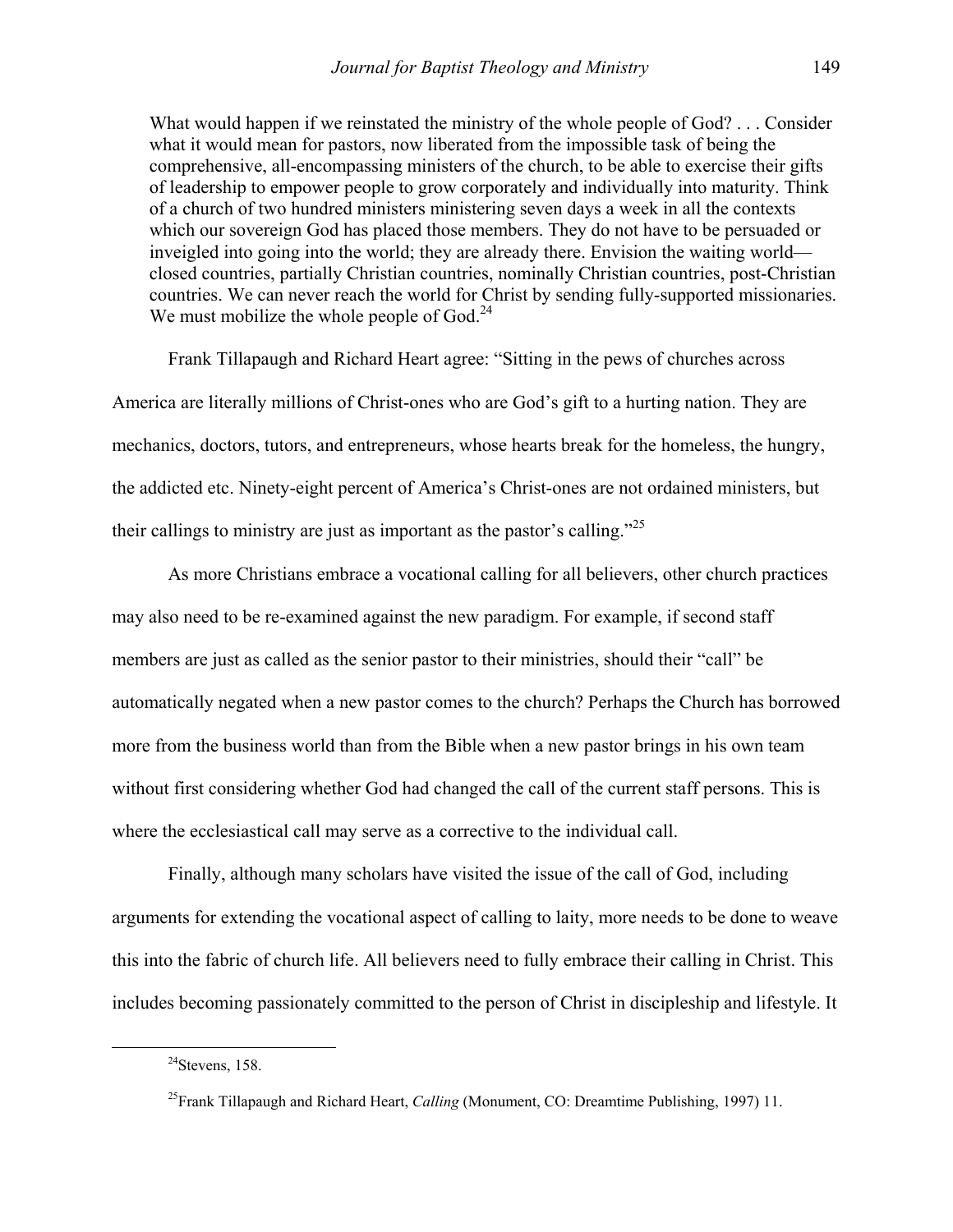> What would happen if we reinstated the ministry of the whole people of God? . . . Consider what it would mean for pastors, now liberated from the impossible task of being the comprehensive, all-encompassing ministers of the church, to be able to exercise their gifts of leadership to empower people to grow corporately and individually into maturity. Think of a church of two hundred ministers ministering seven days a week in all the contexts which our sovereign God has placed those members. They do not have to be persuaded or inveigled into going into the world; they are already there. Envision the waiting world—closed countries, partially Christian countries, nominally Christian countries, post-Christian countries. We can never reach the world for Christ by sending fully-supported missionaries. We must mobilize the whole people of God.[24]

Frank Tillapaugh and Richard Heart agree: "Sitting in the pews of churches across America are literally millions of Christ-ones who are God's gift to a hurting nation. They are mechanics, doctors, tutors, and entrepreneurs, whose hearts break for the homeless, the hungry, the addicted etc. Ninety-eight percent of America's Christ-ones are not ordained ministers, but their callings to ministry are just as important as the pastor's calling."[25]

As more Christians embrace a vocational calling for all believers, other church practices may also need to be re-examined against the new paradigm. For example, if second staff members are just as called as the senior pastor to their ministries, should their "call" be automatically negated when a new pastor comes to the church? Perhaps the Church has borrowed more from the business world than from the Bible when a new pastor brings in his own team without first considering whether God had changed the call of the current staff persons. This is where the ecclesiastical call may serve as a corrective to the individual call.

Finally, although many scholars have visited the issue of the call of God, including arguments for extending the vocational aspect of calling to laity, more needs to be done to weave this into the fabric of church life. All believers need to fully embrace their calling in Christ. This includes becoming passionately committed to the person of Christ in discipleship and lifestyle. It

---

[24]Stevens, 158.

[25]Frank Tillapaugh and Richard Heart, *Calling* (Monument, CO: Dreamtime Publishing, 1997) 11.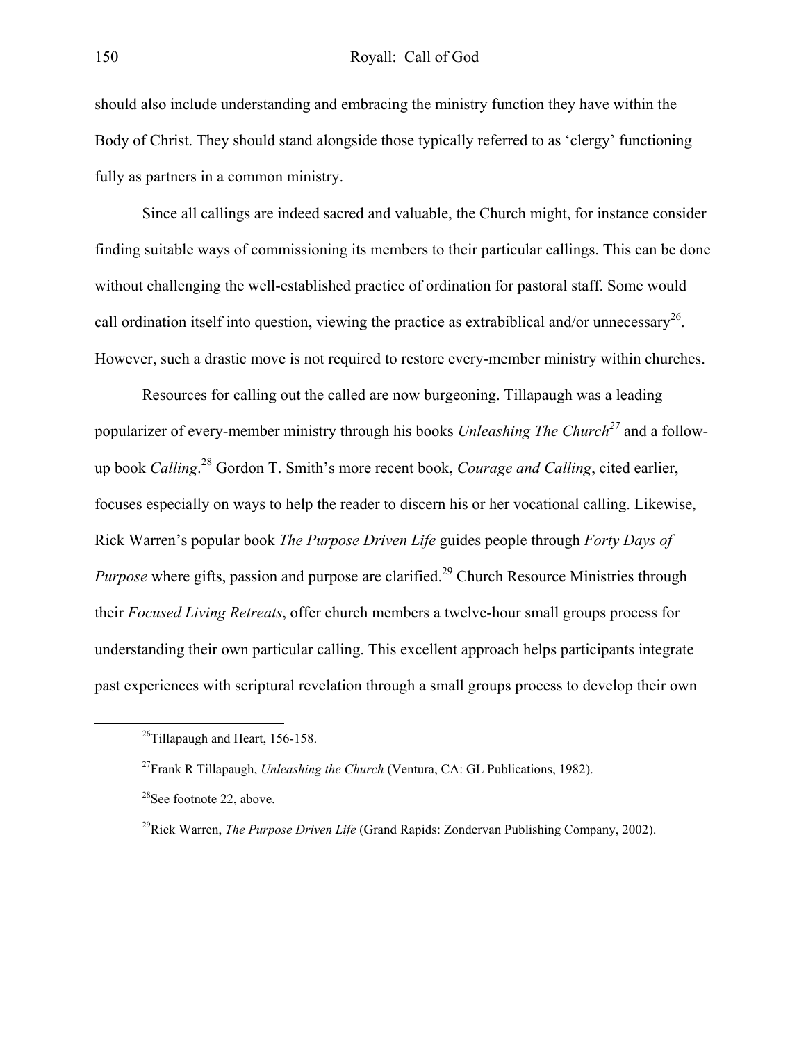should also include understanding and embracing the ministry function they have within the Body of Christ. They should stand alongside those typically referred to as 'clergy' functioning fully as partners in a common ministry.

Since all callings are indeed sacred and valuable, the Church might, for instance consider finding suitable ways of commissioning its members to their particular callings. This can be done without challenging the well-established practice of ordination for pastoral staff. Some would call ordination itself into question, viewing the practice as extrabiblical and/or unnecessary[26]. However, such a drastic move is not required to restore every-member ministry within churches.

Resources for calling out the called are now burgeoning. Tillapaugh was a leading popularizer of every-member ministry through his books *Unleashing The Church*[27] and a follow-up book *Calling*.[28] Gordon T. Smith's more recent book, *Courage and Calling*, cited earlier, focuses especially on ways to help the reader to discern his or her vocational calling. Likewise, Rick Warren's popular book *The Purpose Driven Life* guides people through *Forty Days of Purpose* where gifts, passion and purpose are clarified.[29] Church Resource Ministries through their *Focused Living Retreats*, offer church members a twelve-hour small groups process for understanding their own particular calling. This excellent approach helps participants integrate past experiences with scriptural revelation through a small groups process to develop their own

---

[26] Tillapaugh and Heart, 156-158.

[27] Frank R Tillapaugh, *Unleashing the Church* (Ventura, CA: GL Publications, 1982).

[28] See footnote 22, above.

[29] Rick Warren, *The Purpose Driven Life* (Grand Rapids: Zondervan Publishing Company, 2002).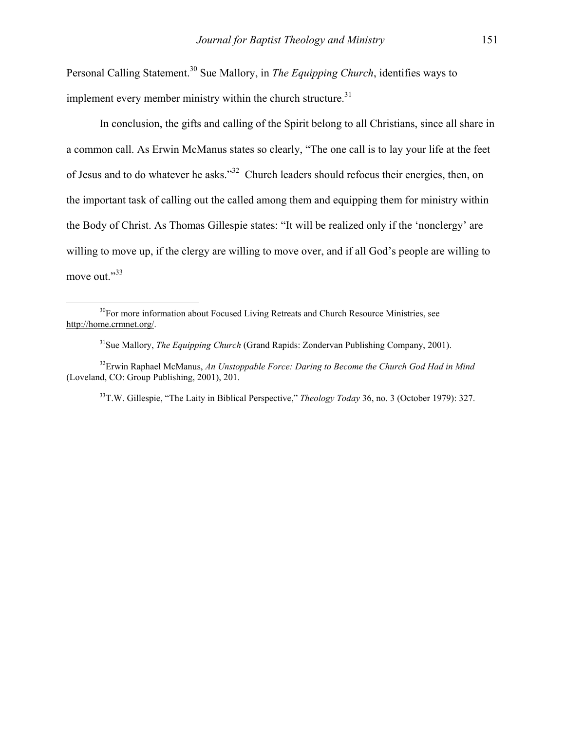Personal Calling Statement.[30] Sue Mallory, in *The Equipping Church*, identifies ways to implement every member ministry within the church structure.[31]

In conclusion, the gifts and calling of the Spirit belong to all Christians, since all share in a common call. As Erwin McManus states so clearly, "The one call is to lay your life at the feet of Jesus and to do whatever he asks."[32] Church leaders should refocus their energies, then, on the important task of calling out the called among them and equipping them for ministry within the Body of Christ. As Thomas Gillespie states: "It will be realized only if the 'nonclergy' are willing to move up, if the clergy are willing to move over, and if all God's people are willing to move out."[33]

---

[30] For more information about Focused Living Retreats and Church Resource Ministries, see http://home.crmnet.org/.

[31] Sue Mallory, *The Equipping Church* (Grand Rapids: Zondervan Publishing Company, 2001).

[32] Erwin Raphael McManus, *An Unstoppable Force: Daring to Become the Church God Had in Mind* (Loveland, CO: Group Publishing, 2001), 201.

[33] T.W. Gillespie, "The Laity in Biblical Perspective," *Theology Today* 36, no. 3 (October 1979): 327.